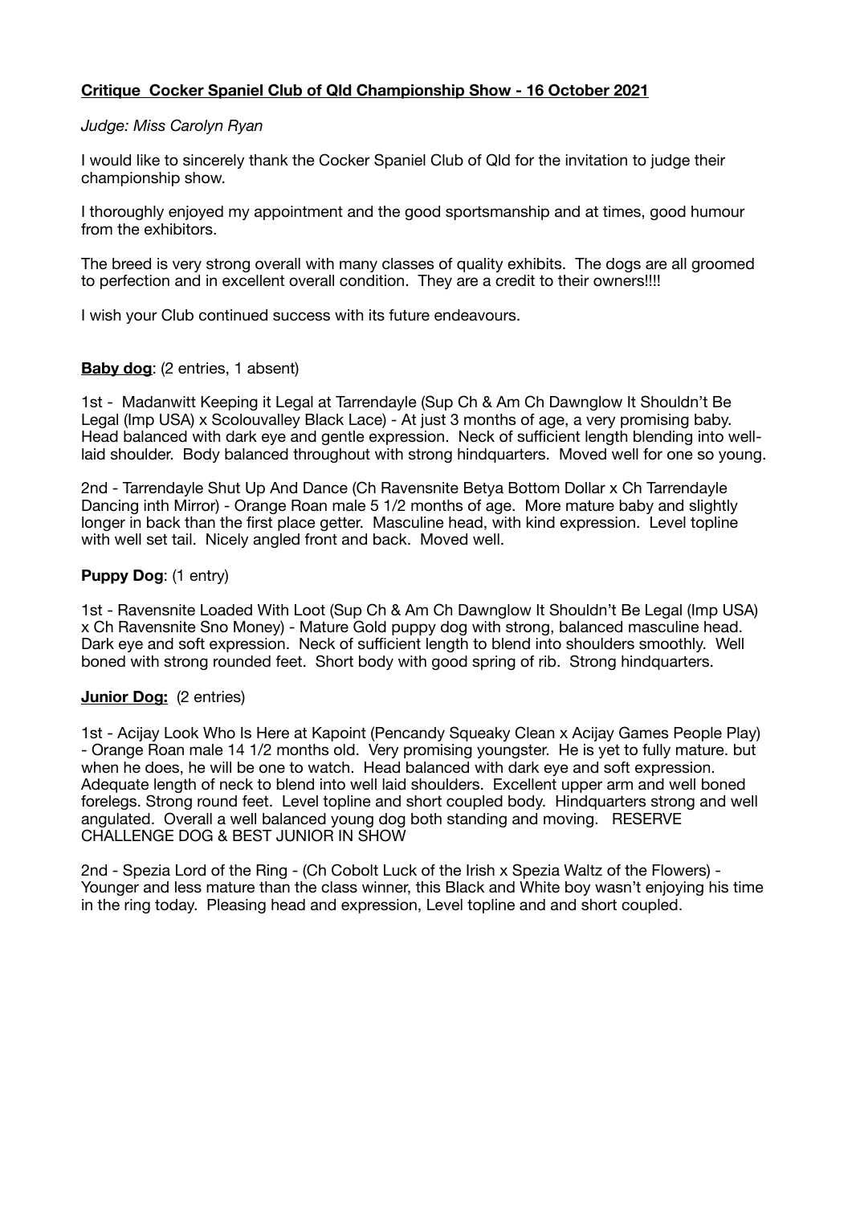# **Critique Cocker Spaniel Club of Qld Championship Show - 16 October 2021**

*Judge: Miss Carolyn Ryan*

I would like to sincerely thank the Cocker Spaniel Club of Qld for the invitation to judge their championship show.

I thoroughly enjoyed my appointment and the good sportsmanship and at times, good humour from the exhibitors.

The breed is very strong overall with many classes of quality exhibits. The dogs are all groomed to perfection and in excellent overall condition. They are a credit to their owners!!!!

I wish your Club continued success with its future endeavours.

**Baby dog**: (2 entries, 1 absent)

1st - Madanwitt Keeping it Legal at Tarrendayle (Sup Ch & Am Ch Dawnglow It Shouldn't Be Legal (Imp USA) x Scolouvalley Black Lace) - At just 3 months of age, a very promising baby. Head balanced with dark eye and gentle expression. Neck of sufficient length blending into well-laid shoulder. Body balanced throughout with strong hindquarters. Moved well for one so young.

2nd - Tarrendayle Shut Up And Dance (Ch Ravensnite Betya Bottom Dollar x Ch Tarrendayle Dancing inth Mirror) - Orange Roan male 5 1/2 months of age. More mature baby and slightly longer in back than the first place getter. Masculine head, with kind expression. Level topline with well set tail. Nicely angled front and back. Moved well.

**Puppy Dog**: (1 entry)

1st - Ravensnite Loaded With Loot (Sup Ch & Am Ch Dawnglow It Shouldn't Be Legal (Imp USA) x Ch Ravensnite Sno Money) - Mature Gold puppy dog with strong, balanced masculine head. Dark eye and soft expression. Neck of sufficient length to blend into shoulders smoothly. Well boned with strong rounded feet. Short body with good spring of rib. Strong hindquarters.

**Junior Dog:** (2 entries)

1st - Acijay Look Who Is Here at Kapoint (Pencandy Squeaky Clean x Acijay Games People Play) - Orange Roan male 14 1/2 months old. Very promising youngster. He is yet to fully mature. but when he does, he will be one to watch. Head balanced with dark eye and soft expression. Adequate length of neck to blend into well laid shoulders. Excellent upper arm and well boned forelegs. Strong round feet. Level topline and short coupled body. Hindquarters strong and well angulated. Overall a well balanced young dog both standing and moving. RESERVE CHALLENGE DOG & BEST JUNIOR IN SHOW

2nd - Spezia Lord of the Ring - (Ch Cobolt Luck of the Irish x Spezia Waltz of the Flowers) - Younger and less mature than the class winner, this Black and White boy wasn't enjoying his time in the ring today. Pleasing head and expression, Level topline and and short coupled.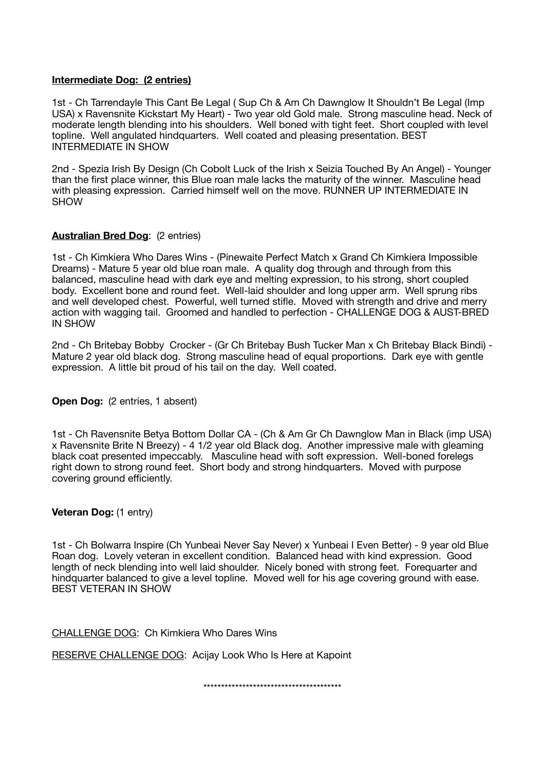**Intermediate Dog: (2 entries)**

1st - Ch Tarrendayle This Cant Be Legal ( Sup Ch & Am Ch Dawnglow It Shouldn't Be Legal (Imp USA) x Ravensnite Kickstart My Heart) - Two year old Gold male. Strong masculine head. Neck of moderate length blending into his shoulders. Well boned with tight feet. Short coupled with level topline. Well angulated hindquarters. Well coated and pleasing presentation. BEST INTERMEDIATE IN SHOW

2nd - Spezia Irish By Design (Ch Cobolt Luck of the Irish x Seizia Touched By An Angel) - Younger than the first place winner, this Blue roan male lacks the maturity of the winner. Masculine head with pleasing expression. Carried himself well on the move. RUNNER UP INTERMEDIATE IN SHOW

**Australian Bred Dog**: (2 entries)

1st - Ch Kimkiera Who Dares Wins - (Pinewaite Perfect Match x Grand Ch Kimkiera Impossible Dreams) - Mature 5 year old blue roan male. A quality dog through and through from this balanced, masculine head with dark eye and melting expression, to his strong, short coupled body. Excellent bone and round feet. Well-laid shoulder and long upper arm. Well sprung ribs and well developed chest. Powerful, well turned stifle. Moved with strength and drive and merry action with wagging tail. Groomed and handled to perfection - CHALLENGE DOG & AUST-BRED IN SHOW

2nd - Ch Britebay Bobby Crocker - (Gr Ch Britebay Bush Tucker Man x Ch Britebay Black Bindi) - Mature 2 year old black dog. Strong masculine head of equal proportions. Dark eye with gentle expression. A little bit proud of his tail on the day. Well coated.

**Open Dog:** (2 entries, 1 absent)

1st - Ch Ravensnite Betya Bottom Dollar CA - (Ch & Am Gr Ch Dawnglow Man in Black (imp USA) x Ravensnite Brite N Breezy) - 4 1/2 year old Black dog. Another impressive male with gleaming black coat presented impeccably. Masculine head with soft expression. Well-boned forelegs right down to strong round feet. Short body and strong hindquarters. Moved with purpose covering ground efficiently.

**Veteran Dog:** (1 entry)

1st - Ch Bolwarra Inspire (Ch Yunbeai Never Say Never) x Yunbeai I Even Better) - 9 year old Blue Roan dog. Lovely veteran in excellent condition. Balanced head with kind expression. Good length of neck blending into well laid shoulder. Nicely boned with strong feet. Forequarter and hindquarter balanced to give a level topline. Moved well for his age covering ground with ease. BEST VETERAN IN SHOW

CHALLENGE DOG: Ch Kimkiera Who Dares Wins

RESERVE CHALLENGE DOG: Acijay Look Who Is Here at Kapoint

****************************************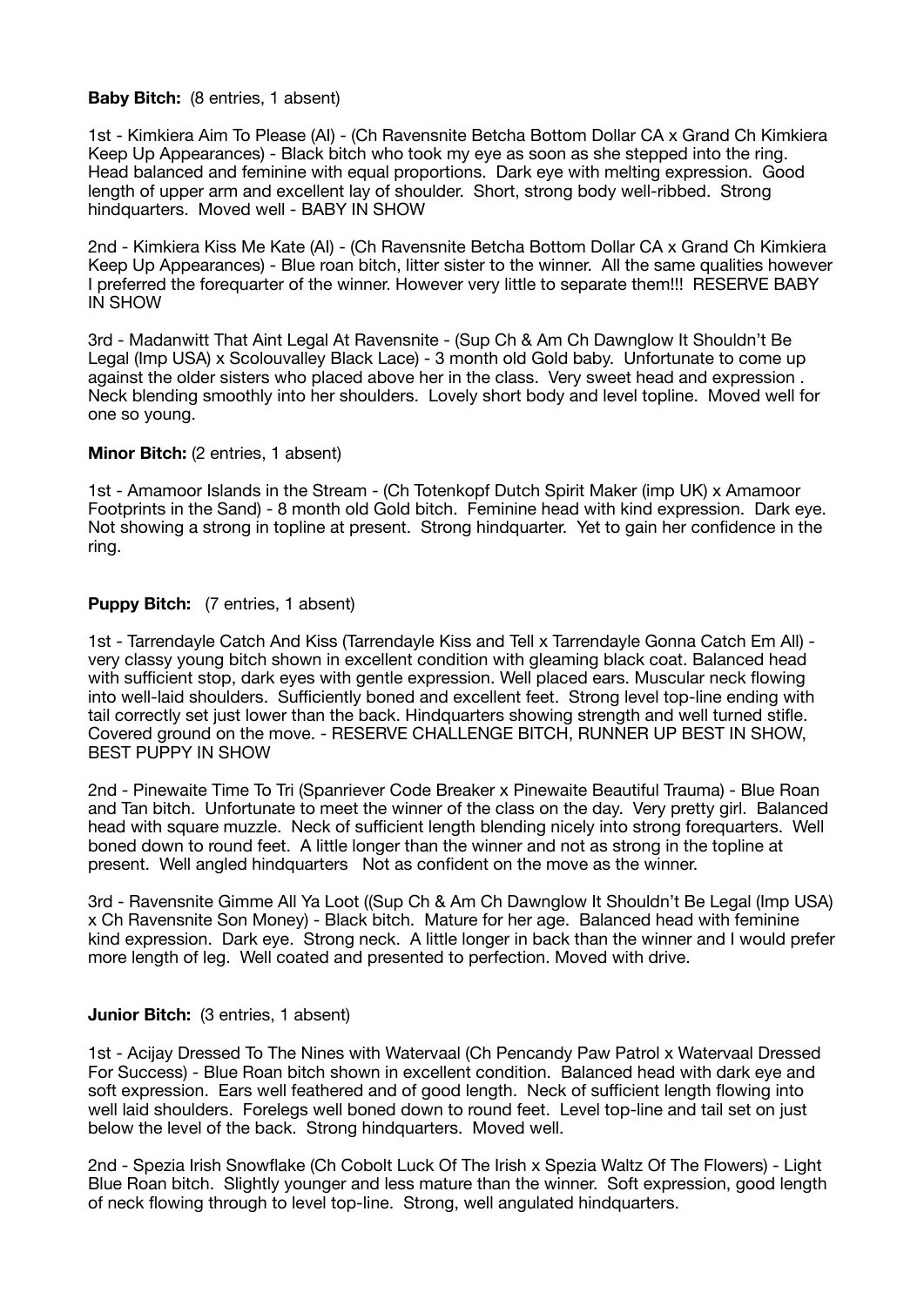**Baby Bitch:** (8 entries, 1 absent)

1st - Kimkiera Aim To Please (AI) - (Ch Ravensnite Betcha Bottom Dollar CA x Grand Ch Kimkiera Keep Up Appearances) - Black bitch who took my eye as soon as she stepped into the ring. Head balanced and feminine with equal proportions. Dark eye with melting expression. Good length of upper arm and excellent lay of shoulder. Short, strong body well-ribbed. Strong hindquarters. Moved well - BABY IN SHOW

2nd - Kimkiera Kiss Me Kate (AI) - (Ch Ravensnite Betcha Bottom Dollar CA x Grand Ch Kimkiera Keep Up Appearances) - Blue roan bitch, litter sister to the winner. All the same qualities however I preferred the forequarter of the winner. However very little to separate them!!! RESERVE BABY IN SHOW

3rd - Madanwitt That Aint Legal At Ravensnite - (Sup Ch & Am Ch Dawnglow It Shouldn't Be Legal (Imp USA) x Scolouvalley Black Lace) - 3 month old Gold baby. Unfortunate to come up against the older sisters who placed above her in the class. Very sweet head and expression . Neck blending smoothly into her shoulders. Lovely short body and level topline. Moved well for one so young.

**Minor Bitch:** (2 entries, 1 absent)

1st - Amamoor Islands in the Stream - (Ch Totenkopf Dutch Spirit Maker (imp UK) x Amamoor Footprints in the Sand) - 8 month old Gold bitch. Feminine head with kind expression. Dark eye. Not showing a strong in topline at present. Strong hindquarter. Yet to gain her confidence in the ring.

**Puppy Bitch:** (7 entries, 1 absent)

1st - Tarrendayle Catch And Kiss (Tarrendayle Kiss and Tell x Tarrendayle Gonna Catch Em All) - very classy young bitch shown in excellent condition with gleaming black coat. Balanced head with sufficient stop, dark eyes with gentle expression. Well placed ears. Muscular neck flowing into well-laid shoulders. Sufficiently boned and excellent feet. Strong level top-line ending with tail correctly set just lower than the back. Hindquarters showing strength and well turned stifle. Covered ground on the move. - RESERVE CHALLENGE BITCH, RUNNER UP BEST IN SHOW, BEST PUPPY IN SHOW

2nd - Pinewaite Time To Tri (Spanriever Code Breaker x Pinewaite Beautiful Trauma) - Blue Roan and Tan bitch. Unfortunate to meet the winner of the class on the day. Very pretty girl. Balanced head with square muzzle. Neck of sufficient length blending nicely into strong forequarters. Well boned down to round feet. A little longer than the winner and not as strong in the topline at present. Well angled hindquarters Not as confident on the move as the winner.

3rd - Ravensnite Gimme All Ya Loot ((Sup Ch & Am Ch Dawnglow It Shouldn't Be Legal (Imp USA) x Ch Ravensnite Son Money) - Black bitch. Mature for her age. Balanced head with feminine kind expression. Dark eye. Strong neck. A little longer in back than the winner and I would prefer more length of leg. Well coated and presented to perfection. Moved with drive.

**Junior Bitch:** (3 entries, 1 absent)

1st - Acijay Dressed To The Nines with Watervaal (Ch Pencandy Paw Patrol x Watervaal Dressed For Success) - Blue Roan bitch shown in excellent condition. Balanced head with dark eye and soft expression. Ears well feathered and of good length. Neck of sufficient length flowing into well laid shoulders. Forelegs well boned down to round feet. Level top-line and tail set on just below the level of the back. Strong hindquarters. Moved well.

2nd - Spezia Irish Snowflake (Ch Cobolt Luck Of The Irish x Spezia Waltz Of The Flowers) - Light Blue Roan bitch. Slightly younger and less mature than the winner. Soft expression, good length of neck flowing through to level top-line. Strong, well angulated hindquarters.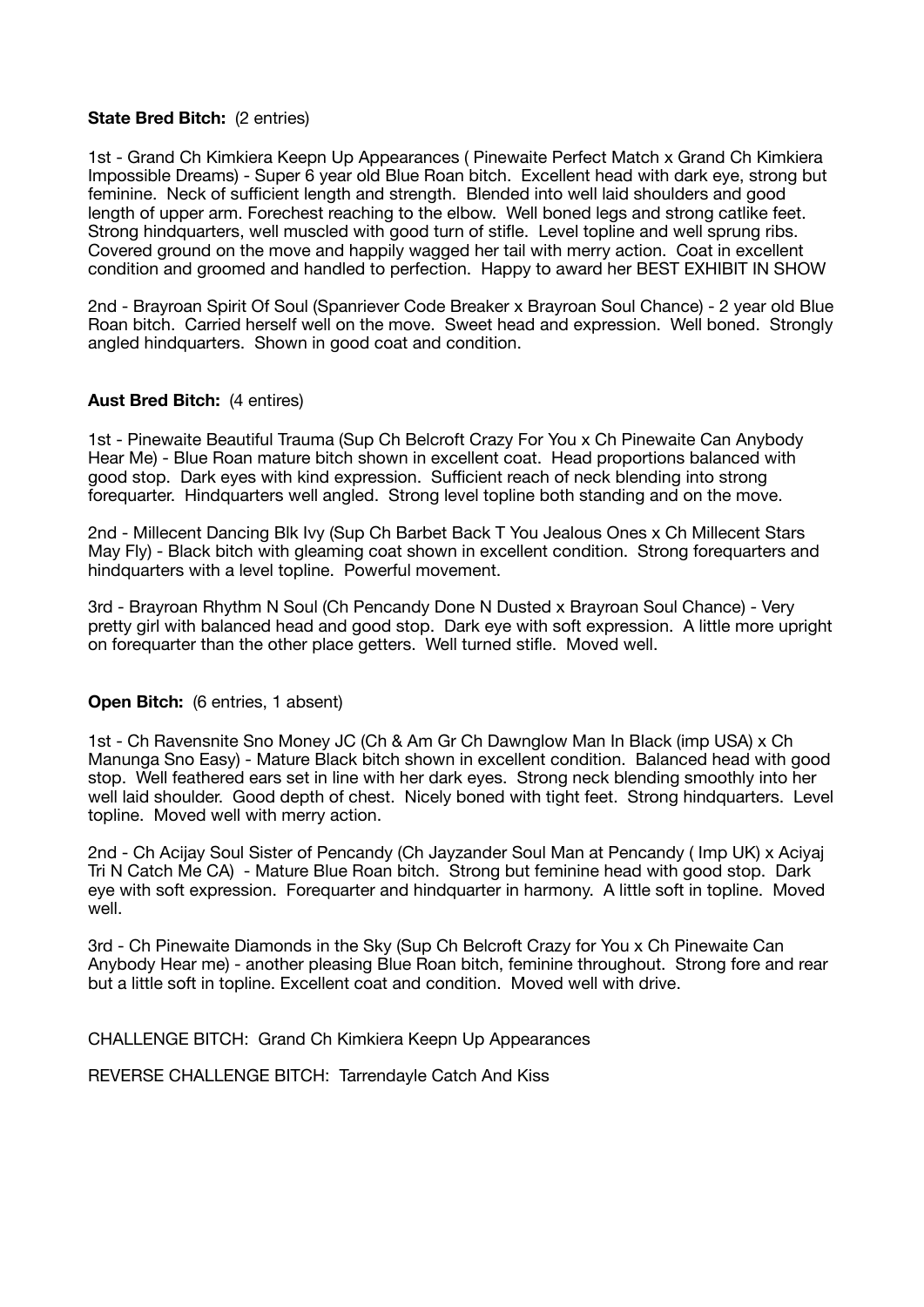**State Bred Bitch:** (2 entries)

1st - Grand Ch Kimkiera Keepn Up Appearances ( Pinewaite Perfect Match x Grand Ch Kimkiera Impossible Dreams) - Super 6 year old Blue Roan bitch. Excellent head with dark eye, strong but feminine. Neck of sufficient length and strength. Blended into well laid shoulders and good length of upper arm. Forechest reaching to the elbow. Well boned legs and strong catlike feet. Strong hindquarters, well muscled with good turn of stifle. Level topline and well sprung ribs. Covered ground on the move and happily wagged her tail with merry action. Coat in excellent condition and groomed and handled to perfection. Happy to award her BEST EXHIBIT IN SHOW

2nd - Brayroan Spirit Of Soul (Spanriever Code Breaker x Brayroan Soul Chance) - 2 year old Blue Roan bitch. Carried herself well on the move. Sweet head and expression. Well boned. Strongly angled hindquarters. Shown in good coat and condition.

**Aust Bred Bitch:** (4 entires)

1st - Pinewaite Beautiful Trauma (Sup Ch Belcroft Crazy For You x Ch Pinewaite Can Anybody Hear Me) - Blue Roan mature bitch shown in excellent coat. Head proportions balanced with good stop. Dark eyes with kind expression. Sufficient reach of neck blending into strong forequarter. Hindquarters well angled. Strong level topline both standing and on the move.

2nd - Millecent Dancing Blk Ivy (Sup Ch Barbet Back T You Jealous Ones x Ch Millecent Stars May Fly) - Black bitch with gleaming coat shown in excellent condition. Strong forequarters and hindquarters with a level topline. Powerful movement.

3rd - Brayroan Rhythm N Soul (Ch Pencandy Done N Dusted x Brayroan Soul Chance) - Very pretty girl with balanced head and good stop. Dark eye with soft expression. A little more upright on forequarter than the other place getters. Well turned stifle. Moved well.

**Open Bitch:** (6 entries, 1 absent)

1st - Ch Ravensnite Sno Money JC (Ch & Am Gr Ch Dawnglow Man In Black (imp USA) x Ch Manunga Sno Easy) - Mature Black bitch shown in excellent condition. Balanced head with good stop. Well feathered ears set in line with her dark eyes. Strong neck blending smoothly into her well laid shoulder. Good depth of chest. Nicely boned with tight feet. Strong hindquarters. Level topline. Moved well with merry action.

2nd - Ch Acijay Soul Sister of Pencandy (Ch Jayzander Soul Man at Pencandy ( Imp UK) x Aciyaj Tri N Catch Me CA) - Mature Blue Roan bitch. Strong but feminine head with good stop. Dark eye with soft expression. Forequarter and hindquarter in harmony. A little soft in topline. Moved well.

3rd - Ch Pinewaite Diamonds in the Sky (Sup Ch Belcroft Crazy for You x Ch Pinewaite Can Anybody Hear me) - another pleasing Blue Roan bitch, feminine throughout. Strong fore and rear but a little soft in topline. Excellent coat and condition. Moved well with drive.

CHALLENGE BITCH: Grand Ch Kimkiera Keepn Up Appearances

REVERSE CHALLENGE BITCH: Tarrendayle Catch And Kiss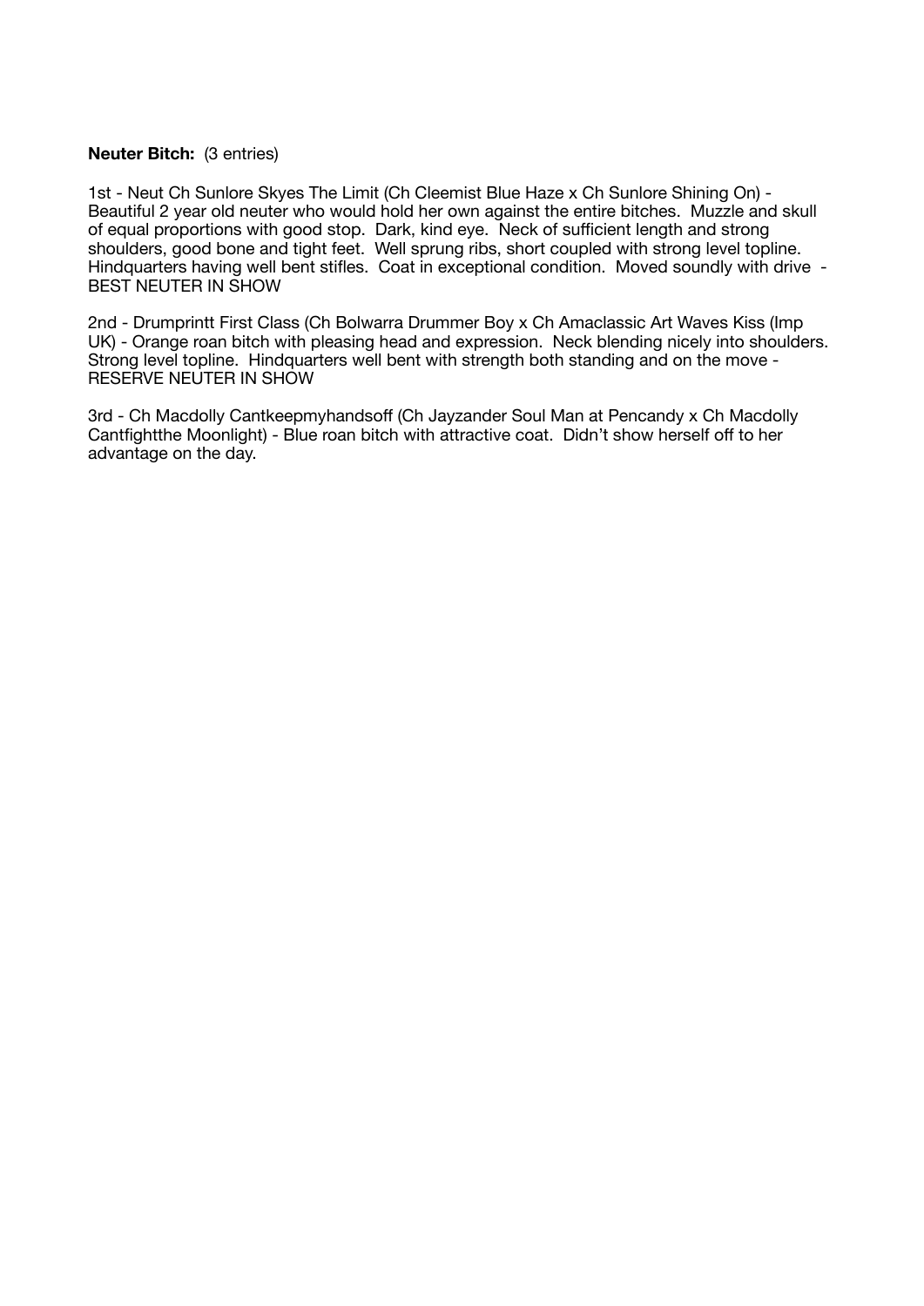**Neuter Bitch:** (3 entries)

1st - Neut Ch Sunlore Skyes The Limit (Ch Cleemist Blue Haze x Ch Sunlore Shining On) - Beautiful 2 year old neuter who would hold her own against the entire bitches. Muzzle and skull of equal proportions with good stop. Dark, kind eye. Neck of sufficient length and strong shoulders, good bone and tight feet. Well sprung ribs, short coupled with strong level topline. Hindquarters having well bent stifles. Coat in exceptional condition. Moved soundly with drive - BEST NEUTER IN SHOW

2nd - Drumprintt First Class (Ch Bolwarra Drummer Boy x Ch Amaclassic Art Waves Kiss (Imp UK) - Orange roan bitch with pleasing head and expression. Neck blending nicely into shoulders. Strong level topline. Hindquarters well bent with strength both standing and on the move - RESERVE NEUTER IN SHOW

3rd - Ch Macdolly Cantkeepmyhandsoff (Ch Jayzander Soul Man at Pencandy x Ch Macdolly Cantfightthe Moonlight) - Blue roan bitch with attractive coat. Didn't show herself off to her advantage on the day.